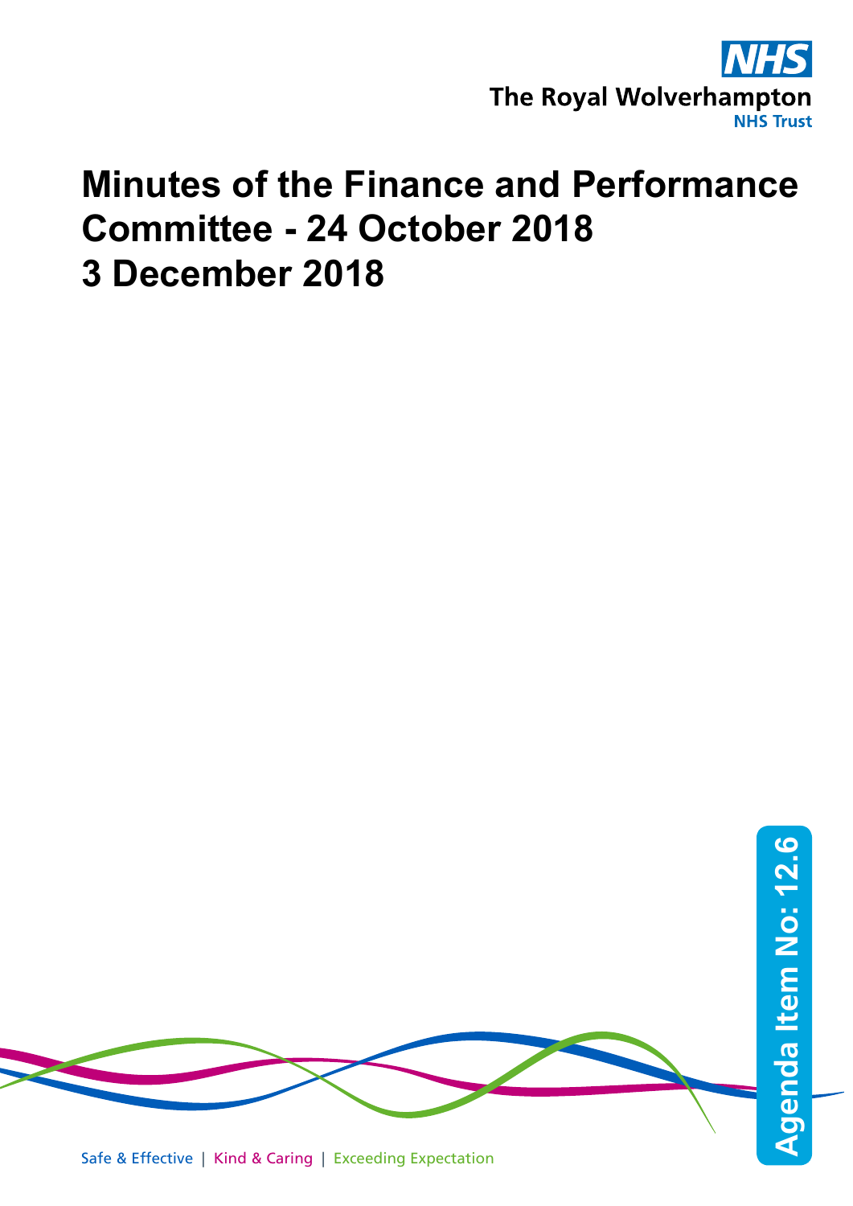NHS

The Royal Wolverhampton NHS Trust

# Minutes of the Finance and Performance Committee - 24 October 2018 3 December 2018

Agenda Item No: 12.6

Safe & Effective | Kind & Caring | Exceeding Expectation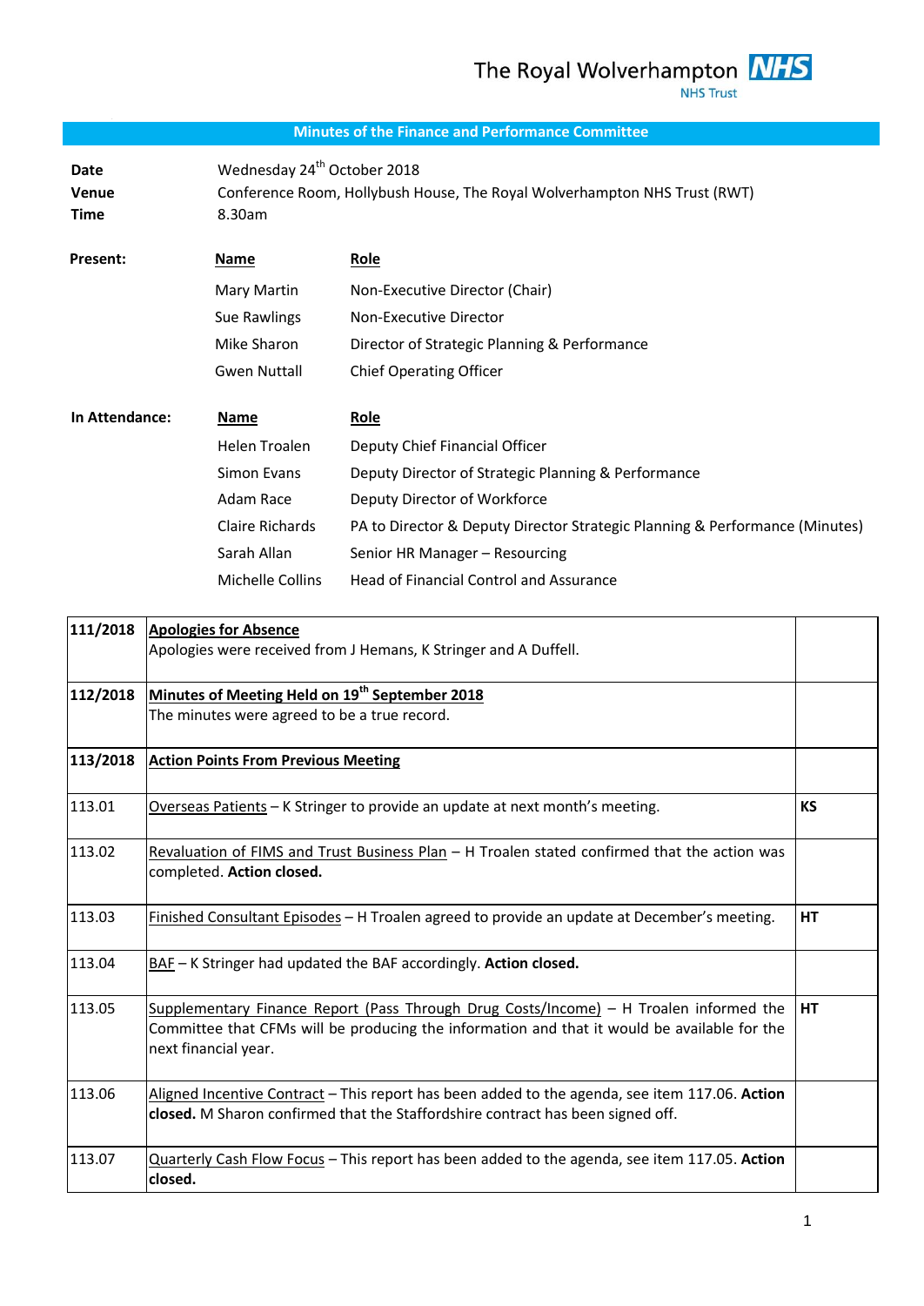The Royal Wolverhampton NHS Trust

## Minutes of the Finance and Performance Committee

| | |
|---|---|
| **Date** | Wednesday 24th October 2018 |
| **Venue** | Conference Room, Hollybush House, The Royal Wolverhampton NHS Trust (RWT) |
| **Time** | 8.30am |

**Present:**

| Name | Role |
|---|---|
| Mary Martin | Non-Executive Director (Chair) |
| Sue Rawlings | Non-Executive Director |
| Mike Sharon | Director of Strategic Planning & Performance |
| Gwen Nuttall | Chief Operating Officer |

**In Attendance:**

| Name | Role |
|---|---|
| Helen Troalen | Deputy Chief Financial Officer |
| Simon Evans | Deputy Director of Strategic Planning & Performance |
| Adam Race | Deputy Director of Workforce |
| Claire Richards | PA to Director & Deputy Director Strategic Planning & Performance (Minutes) |
| Sarah Allan | Senior HR Manager – Resourcing |
| Michelle Collins | Head of Financial Control and Assurance |

| | | |
|---|---|---|
| **111/2018** | **Apologies for Absence**<br>Apologies were received from J Hemans, K Stringer and A Duffell. | |
| **112/2018** | **Minutes of Meeting Held on 19th September 2018**<br>The minutes were agreed to be a true record. | |
| **113/2018** | **Action Points From Previous Meeting** | |
| 113.01 | Overseas Patients – K Stringer to provide an update at next month's meeting. | **KS** |
| 113.02 | Revaluation of FIMS and Trust Business Plan – H Troalen stated confirmed that the action was completed. **Action closed.** | |
| 113.03 | Finished Consultant Episodes – H Troalen agreed to provide an update at December's meeting. | **HT** |
| 113.04 | BAF – K Stringer had updated the BAF accordingly. **Action closed.** | |
| 113.05 | Supplementary Finance Report (Pass Through Drug Costs/Income) – H Troalen informed the Committee that CFMs will be producing the information and that it would be available for the next financial year. | **HT** |
| 113.06 | Aligned Incentive Contract – This report has been added to the agenda, see item 117.06. **Action closed.** M Sharon confirmed that the Staffordshire contract has been signed off. | |
| 113.07 | Quarterly Cash Flow Focus – This report has been added to the agenda, see item 117.05. **Action closed.** | |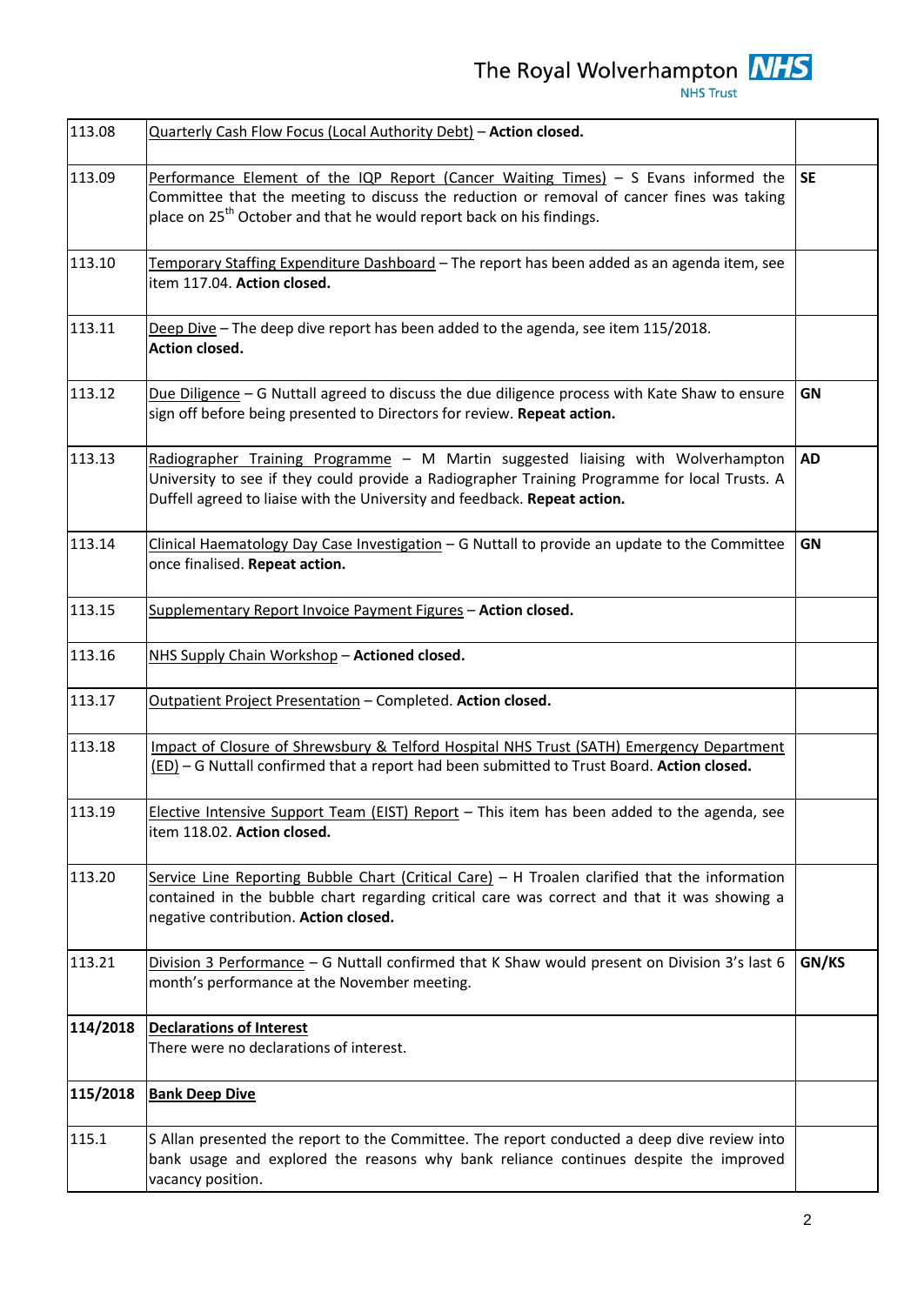| | | |
|---|---|---|
| 113.08 | Quarterly Cash Flow Focus (Local Authority Debt) – **Action closed.** | |
| 113.09 | Performance Element of the IQP Report (Cancer Waiting Times) – S Evans informed the Committee that the meeting to discuss the reduction or removal of cancer fines was taking place on 25th October and that he would report back on his findings. | **SE** |
| 113.10 | Temporary Staffing Expenditure Dashboard – The report has been added as an agenda item, see item 117.04. **Action closed.** | |
| 113.11 | Deep Dive – The deep dive report has been added to the agenda, see item 115/2018. **Action closed.** | |
| 113.12 | Due Diligence – G Nuttall agreed to discuss the due diligence process with Kate Shaw to ensure sign off before being presented to Directors for review. **Repeat action.** | **GN** |
| 113.13 | Radiographer Training Programme – M Martin suggested liaising with Wolverhampton University to see if they could provide a Radiographer Training Programme for local Trusts. A Duffell agreed to liaise with the University and feedback. **Repeat action.** | **AD** |
| 113.14 | Clinical Haematology Day Case Investigation – G Nuttall to provide an update to the Committee once finalised. **Repeat action.** | **GN** |
| 113.15 | Supplementary Report Invoice Payment Figures – **Action closed.** | |
| 113.16 | NHS Supply Chain Workshop – **Actioned closed.** | |
| 113.17 | Outpatient Project Presentation – Completed. **Action closed.** | |
| 113.18 | Impact of Closure of Shrewsbury & Telford Hospital NHS Trust (SATH) Emergency Department (ED) – G Nuttall confirmed that a report had been submitted to Trust Board. **Action closed.** | |
| 113.19 | Elective Intensive Support Team (EIST) Report – This item has been added to the agenda, see item 118.02. **Action closed.** | |
| 113.20 | Service Line Reporting Bubble Chart (Critical Care) – H Troalen clarified that the information contained in the bubble chart regarding critical care was correct and that it was showing a negative contribution. **Action closed.** | |
| 113.21 | Division 3 Performance – G Nuttall confirmed that K Shaw would present on Division 3's last 6 month's performance at the November meeting. | **GN/KS** |
| **114/2018** | **Declarations of Interest**<br>There were no declarations of interest. | |
| **115/2018** | **Bank Deep Dive** | |
| 115.1 | S Allan presented the report to the Committee. The report conducted a deep dive review into bank usage and explored the reasons why bank reliance continues despite the improved vacancy position. | |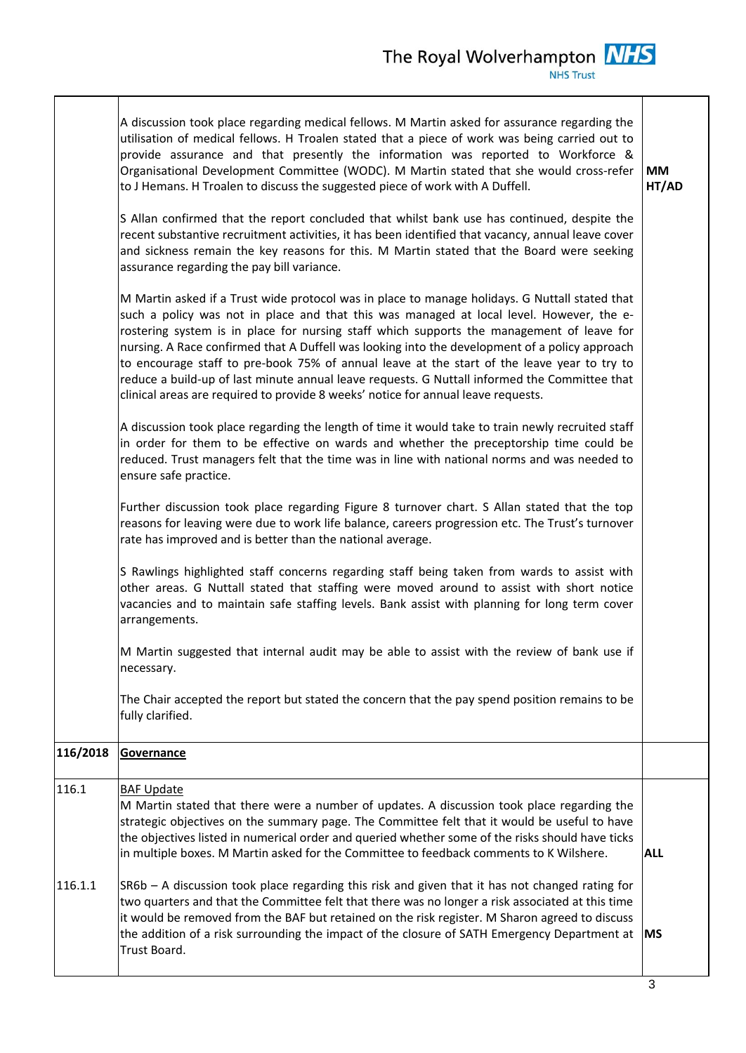| | | |
|---|---|---|
| | A discussion took place regarding medical fellows. M Martin asked for assurance regarding the utilisation of medical fellows. H Troalen stated that a piece of work was being carried out to provide assurance and that presently the information was reported to Workforce & Organisational Development Committee (WODC). M Martin stated that she would cross-refer to J Hemans. H Troalen to discuss the suggested piece of work with A Duffell.<br><br>S Allan confirmed that the report concluded that whilst bank use has continued, despite the recent substantive recruitment activities, it has been identified that vacancy, annual leave cover and sickness remain the key reasons for this. M Martin stated that the Board were seeking assurance regarding the pay bill variance.<br><br>M Martin asked if a Trust wide protocol was in place to manage holidays. G Nuttall stated that such a policy was not in place and that this was managed at local level. However, the e-rostering system is in place for nursing staff which supports the management of leave for nursing. A Race confirmed that A Duffell was looking into the development of a policy approach to encourage staff to pre-book 75% of annual leave at the start of the leave year to try to reduce a build-up of last minute annual leave requests. G Nuttall informed the Committee that clinical areas are required to provide 8 weeks' notice for annual leave requests.<br><br>A discussion took place regarding the length of time it would take to train newly recruited staff in order for them to be effective on wards and whether the preceptorship time could be reduced. Trust managers felt that the time was in line with national norms and was needed to ensure safe practice.<br><br>Further discussion took place regarding Figure 8 turnover chart. S Allan stated that the top reasons for leaving were due to work life balance, careers progression etc. The Trust's turnover rate has improved and is better than the national average.<br><br>S Rawlings highlighted staff concerns regarding staff being taken from wards to assist with other areas. G Nuttall stated that staffing were moved around to assist with short notice vacancies and to maintain safe staffing levels. Bank assist with planning for long term cover arrangements.<br><br>M Martin suggested that internal audit may be able to assist with the review of bank use if necessary.<br><br>The Chair accepted the report but stated the concern that the pay spend position remains to be fully clarified. | **MM**<br>**HT/AD** |
| **116/2018** | **Governance** | |
| 116.1 | BAF Update<br>M Martin stated that there were a number of updates. A discussion took place regarding the strategic objectives on the summary page. The Committee felt that it would be useful to have the objectives listed in numerical order and queried whether some of the risks should have ticks in multiple boxes. M Martin asked for the Committee to feedback comments to K Wilshere. | **ALL** |
| 116.1.1 | SR6b – A discussion took place regarding this risk and given that it has not changed rating for two quarters and that the Committee felt that there was no longer a risk associated at this time it would be removed from the BAF but retained on the risk register. M Sharon agreed to discuss the addition of a risk surrounding the impact of the closure of SATH Emergency Department at Trust Board. | **MS** |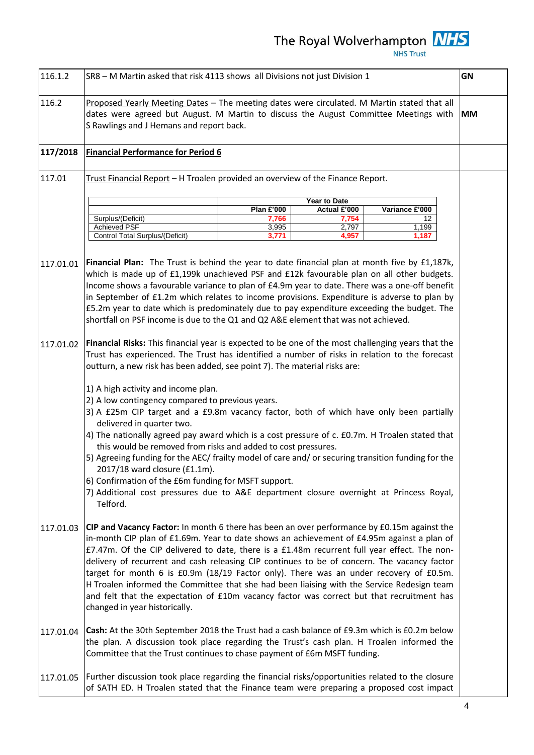| | | |
|---|---|---|
| 116.1.2 | SR8 – M Martin asked that risk 4113 shows all Divisions not just Division 1 | **GN** |
| 116.2 | Proposed Yearly Meeting Dates – The meeting dates were circulated. M Martin stated that all dates were agreed but August. M Martin to discuss the August Committee Meetings with S Rawlings and J Hemans and report back. | **MM** |
| **117/2018** | **Financial Performance for Period 6** | |
| 117.01 | Trust Financial Report – H Troalen provided an overview of the Finance Report. | |

| | Year to Date | | |
|---|---|---|---|
| | **Plan £'000** | **Actual £'000** | **Variance £'000** |
| Surplus/(Deficit) | 7,766 | 7,754 | 12 |
| Achieved PSF | 3,995 | 2,797 | 1,199 |
| Control Total Surplus/(Deficit) | 3,771 | 4,957 | 1,187 |

117.01.01 **Financial Plan:** The Trust is behind the year to date financial plan at month five by £1,187k, which is made up of £1,199k unachieved PSF and £12k favourable plan on all other budgets. Income shows a favourable variance to plan of £4.9m year to date. There was a one-off benefit in September of £1.2m which relates to income provisions. Expenditure is adverse to plan by £5.2m year to date which is predominately due to pay expenditure exceeding the budget. The shortfall on PSF income is due to the Q1 and Q2 A&E element that was not achieved.

117.01.02 **Financial Risks:** This financial year is expected to be one of the most challenging years that the Trust has experienced. The Trust has identified a number of risks in relation to the forecast outturn, a new risk has been added, see point 7). The material risks are:

1) A high activity and income plan.
2) A low contingency compared to previous years.
3) A £25m CIP target and a £9.8m vacancy factor, both of which have only been partially delivered in quarter two.
4) The nationally agreed pay award which is a cost pressure of c. £0.7m. H Troalen stated that this would be removed from risks and added to cost pressures.
5) Agreeing funding for the AEC/ frailty model of care and/ or securing transition funding for the 2017/18 ward closure (£1.1m).
6) Confirmation of the £6m funding for MSFT support.
7) Additional cost pressures due to A&E department closure overnight at Princess Royal, Telford.

117.01.03 **CIP and Vacancy Factor:** In month 6 there has been an over performance by £0.15m against the in-month CIP plan of £1.69m. Year to date shows an achievement of £4.95m against a plan of £7.47m. Of the CIP delivered to date, there is a £1.48m recurrent full year effect. The non-delivery of recurrent and cash releasing CIP continues to be of concern. The vacancy factor target for month 6 is £0.9m (18/19 Factor only). There was an under recovery of £0.5m. H Troalen informed the Committee that she had been liaising with the Service Redesign team and felt that the expectation of £10m vacancy factor was correct but that recruitment has changed in year historically.

117.01.04 **Cash:** At the 30th September 2018 the Trust had a cash balance of £9.3m which is £0.2m below the plan. A discussion took place regarding the Trust's cash plan. H Troalen informed the Committee that the Trust continues to chase payment of £6m MSFT funding.

117.01.05 Further discussion took place regarding the financial risks/opportunities related to the closure of SATH ED. H Troalen stated that the Finance team were preparing a proposed cost impact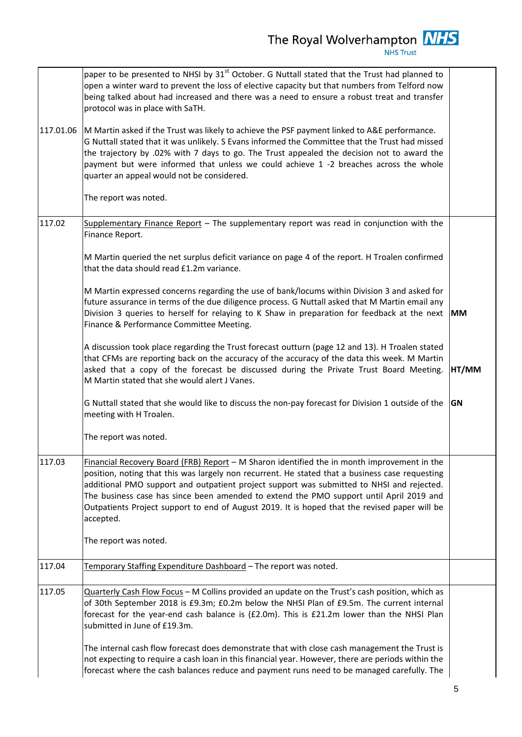| | | |
|---|---|---|
| | paper to be presented to NHSI by 31st October. G Nuttall stated that the Trust had planned to open a winter ward to prevent the loss of elective capacity but that numbers from Telford now being talked about had increased and there was a need to ensure a robust treat and transfer protocol was in place with SaTH. | |
| 117.01.06 | M Martin asked if the Trust was likely to achieve the PSF payment linked to A&E performance. G Nuttall stated that it was unlikely. S Evans informed the Committee that the Trust had missed the trajectory by .02% with 7 days to go. The Trust appealed the decision not to award the payment but were informed that unless we could achieve 1 -2 breaches across the whole quarter an appeal would not be considered.<br><br>The report was noted. | |
| 117.02 | Supplementary Finance Report – The supplementary report was read in conjunction with the Finance Report.<br><br>M Martin queried the net surplus deficit variance on page 4 of the report. H Troalen confirmed that the data should read £1.2m variance.<br><br>M Martin expressed concerns regarding the use of bank/locums within Division 3 and asked for future assurance in terms of the due diligence process. G Nuttall asked that M Martin email any Division 3 queries to herself for relaying to K Shaw in preparation for feedback at the next Finance & Performance Committee Meeting.<br><br>A discussion took place regarding the Trust forecast outturn (page 12 and 13). H Troalen stated that CFMs are reporting back on the accuracy of the accuracy of the data this week. M Martin asked that a copy of the forecast be discussed during the Private Trust Board Meeting. M Martin stated that she would alert J Vanes.<br><br>G Nuttall stated that she would like to discuss the non-pay forecast for Division 1 outside of the meeting with H Troalen.<br><br>The report was noted. | **MM**<br><br>**HT/MM**<br><br>**GN** |
| 117.03 | Financial Recovery Board (FRB) Report – M Sharon identified the in month improvement in the position, noting that this was largely non recurrent. He stated that a business case requesting additional PMO support and outpatient project support was submitted to NHSI and rejected. The business case has since been amended to extend the PMO support until April 2019 and Outpatients Project support to end of August 2019. It is hoped that the revised paper will be accepted.<br><br>The report was noted. | |
| 117.04 | Temporary Staffing Expenditure Dashboard – The report was noted. | |
| 117.05 | Quarterly Cash Flow Focus – M Collins provided an update on the Trust's cash position, which as of 30th September 2018 is £9.3m; £0.2m below the NHSI Plan of £9.5m. The current internal forecast for the year-end cash balance is (£2.0m). This is £21.2m lower than the NHSI Plan submitted in June of £19.3m.<br><br>The internal cash flow forecast does demonstrate that with close cash management the Trust is not expecting to require a cash loan in this financial year. However, there are periods within the forecast where the cash balances reduce and payment runs need to be managed carefully. The | |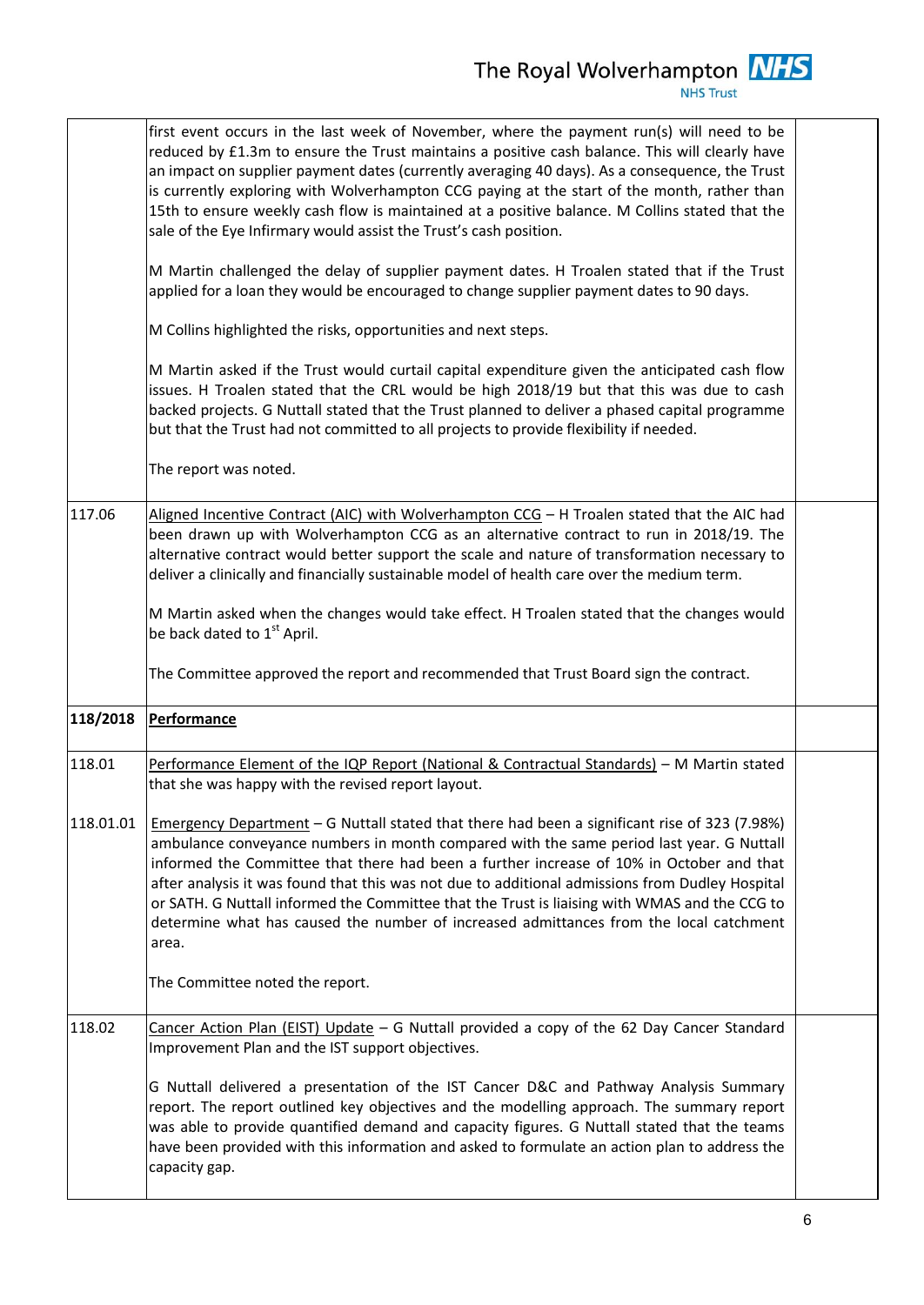| | | |
|---|---|---|
| | first event occurs in the last week of November, where the payment run(s) will need to be reduced by £1.3m to ensure the Trust maintains a positive cash balance. This will clearly have an impact on supplier payment dates (currently averaging 40 days). As a consequence, the Trust is currently exploring with Wolverhampton CCG paying at the start of the month, rather than 15th to ensure weekly cash flow is maintained at a positive balance. M Collins stated that the sale of the Eye Infirmary would assist the Trust's cash position.<br><br>M Martin challenged the delay of supplier payment dates. H Troalen stated that if the Trust applied for a loan they would be encouraged to change supplier payment dates to 90 days.<br><br>M Collins highlighted the risks, opportunities and next steps.<br><br>M Martin asked if the Trust would curtail capital expenditure given the anticipated cash flow issues. H Troalen stated that the CRL would be high 2018/19 but that this was due to cash backed projects. G Nuttall stated that the Trust planned to deliver a phased capital programme but that the Trust had not committed to all projects to provide flexibility if needed.<br><br>The report was noted. | |
| 117.06 | <u>Aligned Incentive Contract (AIC) with Wolverhampton CCG</u> – H Troalen stated that the AIC had been drawn up with Wolverhampton CCG as an alternative contract to run in 2018/19. The alternative contract would better support the scale and nature of transformation necessary to deliver a clinically and financially sustainable model of health care over the medium term.<br><br>M Martin asked when the changes would take effect. H Troalen stated that the changes would be back dated to 1st April.<br><br>The Committee approved the report and recommended that Trust Board sign the contract. | |
| **118/2018** | **<u>Performance</u>** | |
| 118.01<br><br>118.01.01 | <u>Performance Element of the IQP Report (National & Contractual Standards)</u> – M Martin stated that she was happy with the revised report layout.<br><br><u>Emergency Department</u> – G Nuttall stated that there had been a significant rise of 323 (7.98%) ambulance conveyance numbers in month compared with the same period last year. G Nuttall informed the Committee that there had been a further increase of 10% in October and that after analysis it was found that this was not due to additional admissions from Dudley Hospital or SATH. G Nuttall informed the Committee that the Trust is liaising with WMAS and the CCG to determine what has caused the number of increased admittances from the local catchment area.<br><br>The Committee noted the report. | |
| 118.02 | <u>Cancer Action Plan (EIST) Update</u> – G Nuttall provided a copy of the 62 Day Cancer Standard Improvement Plan and the IST support objectives.<br><br>G Nuttall delivered a presentation of the IST Cancer D&C and Pathway Analysis Summary report. The report outlined key objectives and the modelling approach. The summary report was able to provide quantified demand and capacity figures. G Nuttall stated that the teams have been provided with this information and asked to formulate an action plan to address the capacity gap. | |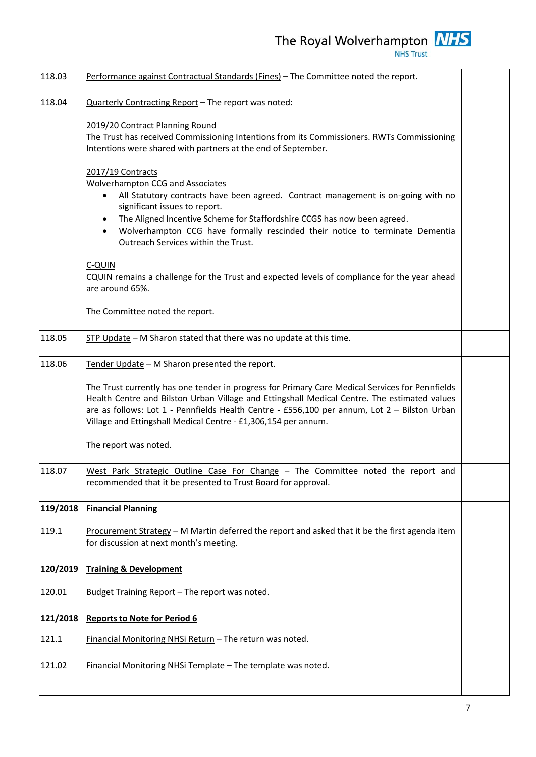| | | |
|---|---|---|
| 118.03 | Performance against Contractual Standards (Fines) – The Committee noted the report. | |
| 118.04 | Quarterly Contracting Report – The report was noted:<br><br>2019/20 Contract Planning Round<br>The Trust has received Commissioning Intentions from its Commissioners. RWTs Commissioning Intentions were shared with partners at the end of September.<br><br>2017/19 Contracts<br>Wolverhampton CCG and Associates<br>• All Statutory contracts have been agreed. Contract management is on-going with no significant issues to report.<br>• The Aligned Incentive Scheme for Staffordshire CCGS has now been agreed.<br>• Wolverhampton CCG have formally rescinded their notice to terminate Dementia Outreach Services within the Trust.<br><br>C-QUIN<br>CQUIN remains a challenge for the Trust and expected levels of compliance for the year ahead are around 65%.<br><br>The Committee noted the report. | |
| 118.05 | STP Update – M Sharon stated that there was no update at this time. | |
| 118.06 | Tender Update – M Sharon presented the report.<br><br>The Trust currently has one tender in progress for Primary Care Medical Services for Pennfields Health Centre and Bilston Urban Village and Ettingshall Medical Centre. The estimated values are as follows: Lot 1 - Pennfields Health Centre - £556,100 per annum, Lot 2 – Bilston Urban Village and Ettingshall Medical Centre - £1,306,154 per annum.<br><br>The report was noted. | |
| 118.07 | West Park Strategic Outline Case For Change – The Committee noted the report and recommended that it be presented to Trust Board for approval. | |
| **119/2018**<br><br>119.1 | **Financial Planning**<br><br>Procurement Strategy – M Martin deferred the report and asked that it be the first agenda item for discussion at next month's meeting. | |
| **120/2019**<br><br>120.01 | **Training & Development**<br><br>Budget Training Report – The report was noted. | |
| **121/2018**<br><br>121.1 | **Reports to Note for Period 6**<br><br>Financial Monitoring NHSi Return – The return was noted. | |
| 121.02 | Financial Monitoring NHSi Template – The template was noted. | |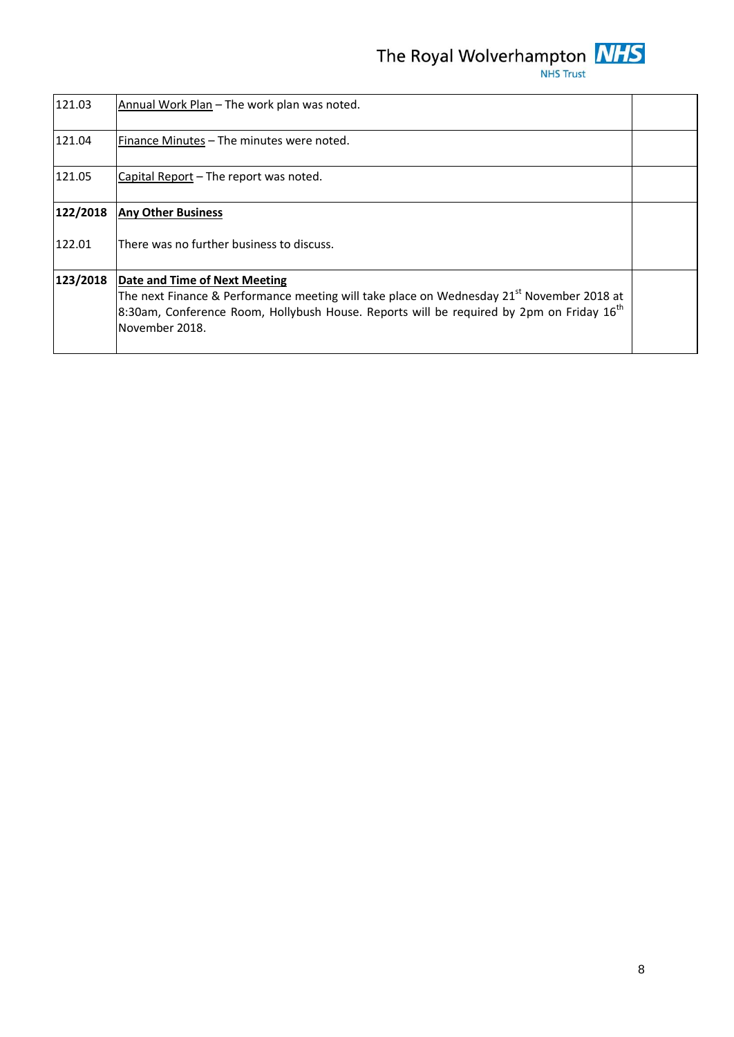| | | |
|---|---|---|
| 121.03 | Annual Work Plan – The work plan was noted. | |
| 121.04 | Finance Minutes – The minutes were noted. | |
| 121.05 | Capital Report – The report was noted. | |
| **122/2018**<br><br>122.01 | **Any Other Business**<br><br>There was no further business to discuss. | |
| **123/2018** | **Date and Time of Next Meeting**<br>The next Finance & Performance meeting will take place on Wednesday 21st November 2018 at 8:30am, Conference Room, Hollybush House. Reports will be required by 2pm on Friday 16th November 2018. | |